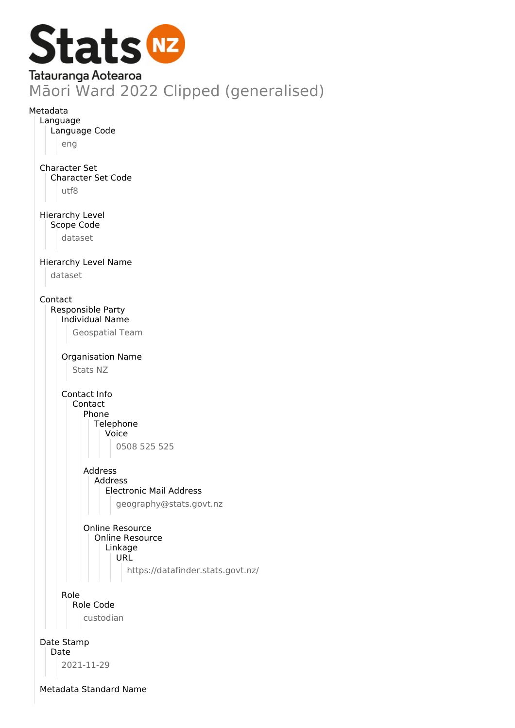Stats NZ
Tatauranga Aotearoa

# Māori Ward 2022 Clipped (generalised)

- Metadata
  - Language
    - Language Code
      - eng
  - Character Set
    - Character Set Code
      - utf8
  - Hierarchy Level
    - Scope Code
      - dataset
  - Hierarchy Level Name
    - dataset
  - Contact
    - Responsible Party
      - Individual Name
        - Geospatial Team
      - Organisation Name
        - Stats NZ
      - Contact Info
        - Contact
          - Phone
            - Telephone
              - Voice
                - 0508 525 525
          - Address
            - Address
              - Electronic Mail Address
                - geography@stats.govt.nz
          - Online Resource
            - Online Resource
              - Linkage
                - URL
                  - https://datafinder.stats.govt.nz/
      - Role
        - Role Code
          - custodian
  - Date Stamp
    - Date
      - 2021-11-29
  - Metadata Standard Name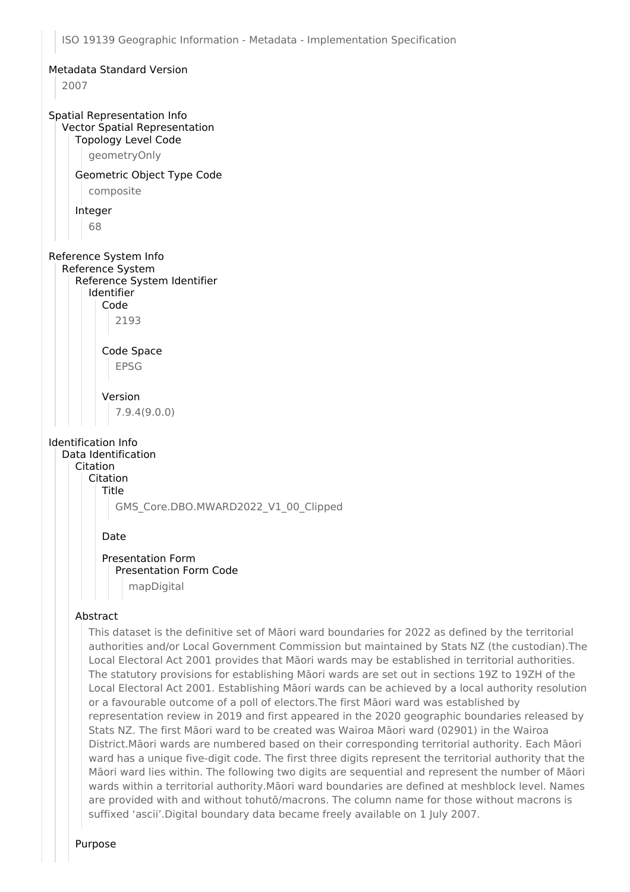ISO 19139 Geographic Information - Metadata - Implementation Specification

Metadata Standard Version

2007

Spatial Representation Info
- Vector Spatial Representation
  - Topology Level Code
    - geometryOnly
  - Geometric Object Type Code
    - composite
  - Integer
    - 68

Reference System Info
- Reference System
  - Reference System Identifier
    - Identifier
      - Code
        - 2193
      - Code Space
        - EPSG
      - Version
        - 7.9.4(9.0.0)

Identification Info
- Data Identification
  - Citation
    - Citation
      - Title
        - GMS_Core.DBO.MWARD2022_V1_00_Clipped
      - Date
      - Presentation Form
        - Presentation Form Code
          - mapDigital
  - Abstract
    - This dataset is the definitive set of Māori ward boundaries for 2022 as defined by the territorial authorities and/or Local Government Commission but maintained by Stats NZ (the custodian).The Local Electoral Act 2001 provides that Māori wards may be established in territorial authorities. The statutory provisions for establishing Māori wards are set out in sections 19Z to 19ZH of the Local Electoral Act 2001. Establishing Māori wards can be achieved by a local authority resolution or a favourable outcome of a poll of electors.The first Māori ward was established by representation review in 2019 and first appeared in the 2020 geographic boundaries released by Stats NZ. The first Māori ward to be created was Wairoa Māori ward (02901) in the Wairoa District.Māori wards are numbered based on their corresponding territorial authority. Each Māori ward has a unique five-digit code. The first three digits represent the territorial authority that the Māori ward lies within. The following two digits are sequential and represent the number of Māori wards within a territorial authority.Māori ward boundaries are defined at meshblock level. Names are provided with and without tohutō/macrons. The column name for those without macrons is suffixed 'ascii'.Digital boundary data became freely available on 1 July 2007.
  - Purpose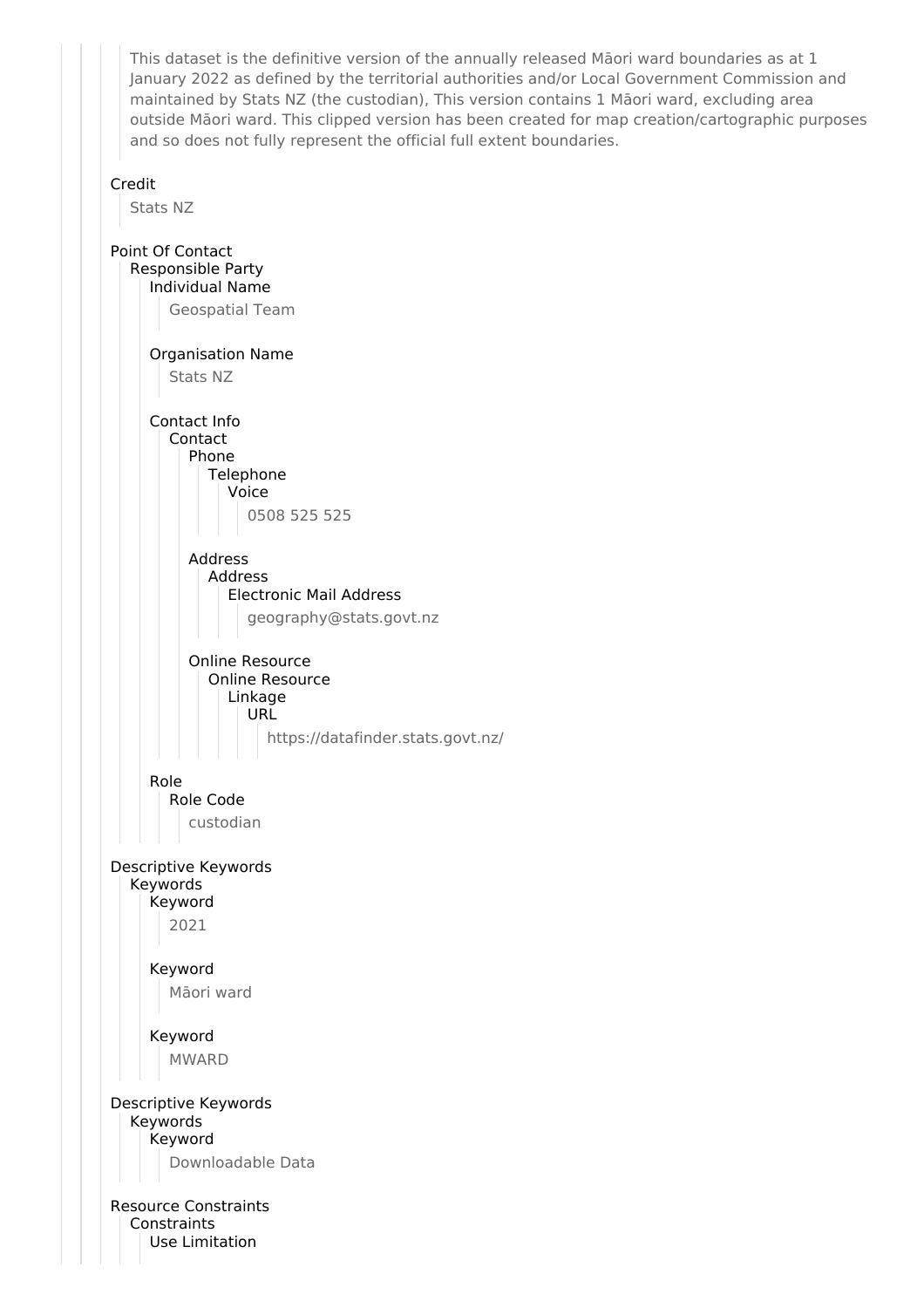This dataset is the definitive version of the annually released Māori ward boundaries as at 1 January 2022 as defined by the territorial authorities and/or Local Government Commission and maintained by Stats NZ (the custodian), This version contains 1 Māori ward, excluding area outside Māori ward. This clipped version has been created for map creation/cartographic purposes and so does not fully represent the official full extent boundaries.

Credit
- Stats NZ

Point Of Contact
- Responsible Party
  - Individual Name
    - Geospatial Team
  - Organisation Name
    - Stats NZ
  - Contact Info
    - Contact
      - Phone
        - Telephone
          - Voice
            - 0508 525 525
      - Address
        - Address
          - Electronic Mail Address
            - geography@stats.govt.nz
      - Online Resource
        - Online Resource
          - Linkage
            - URL
              - https://datafinder.stats.govt.nz/
  - Role
    - Role Code
      - custodian

Descriptive Keywords
- Keywords
  - Keyword
    - 2021
  - Keyword
    - Māori ward
  - Keyword
    - MWARD

Descriptive Keywords
- Keywords
  - Keyword
    - Downloadable Data

Resource Constraints
- Constraints
  - Use Limitation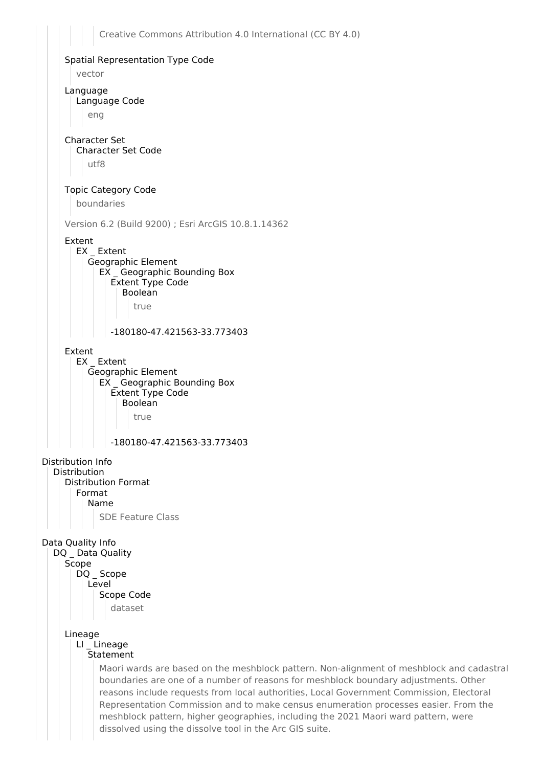Creative Commons Attribution 4.0 International (CC BY 4.0)

Spatial Representation Type Code

vector

Language

Language Code

eng

Character Set

Character Set Code

utf8

Topic Category Code

boundaries

Version 6.2 (Build 9200) ; Esri ArcGIS 10.8.1.14362

Extent

EX _ Extent

Geographic Element

EX _ Geographic Bounding Box

Extent Type Code

Boolean

true

-180180-47.421563-33.773403

Extent

EX _ Extent

Geographic Element

EX _ Geographic Bounding Box

Extent Type Code

Boolean

true

-180180-47.421563-33.773403

Distribution Info

Distribution

Distribution Format

Format

Name

SDE Feature Class

Data Quality Info

DQ _ Data Quality

Scope

DQ _ Scope

Level

Scope Code

dataset

Lineage

LI _ Lineage

Statement

Maori wards are based on the meshblock pattern. Non-alignment of meshblock and cadastral boundaries are one of a number of reasons for meshblock boundary adjustments. Other reasons include requests from local authorities, Local Government Commission, Electoral Representation Commission and to make census enumeration processes easier. From the meshblock pattern, higher geographies, including the 2021 Maori ward pattern, were dissolved using the dissolve tool in the Arc GIS suite.